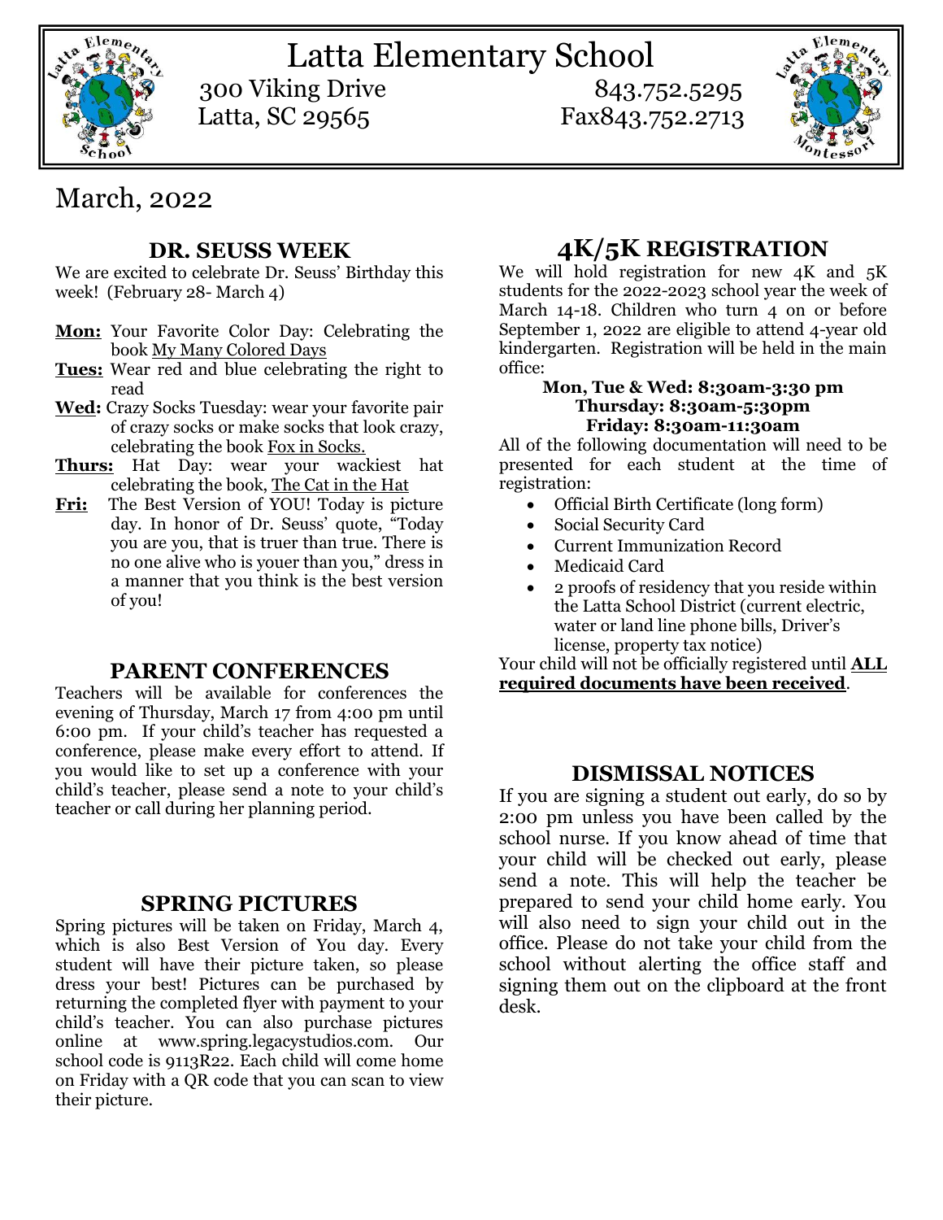# Latta Elementary School

300 Viking Drive
Latta, SC 29565

843.752.5295
Fax843.752.2713

March, 2022

## DR. SEUSS WEEK

We are excited to celebrate Dr. Seuss' Birthday this week! (February 28- March 4)

**Mon:** Your Favorite Color Day: Celebrating the book My Many Colored Days

**Tues:** Wear red and blue celebrating the right to read

**Wed:** Crazy Socks Tuesday: wear your favorite pair of crazy socks or make socks that look crazy, celebrating the book Fox in Socks.

**Thurs:** Hat Day: wear your wackiest hat celebrating the book, The Cat in the Hat

**Fri:** The Best Version of YOU! Today is picture day. In honor of Dr. Seuss' quote, "Today you are you, that is truer than true. There is no one alive who is youer than you," dress in a manner that you think is the best version of you!

## PARENT CONFERENCES

Teachers will be available for conferences the evening of Thursday, March 17 from 4:00 pm until 6:00 pm. If your child's teacher has requested a conference, please make every effort to attend. If you would like to set up a conference with your child's teacher, please send a note to your child's teacher or call during her planning period.

## SPRING PICTURES

Spring pictures will be taken on Friday, March 4, which is also Best Version of You day. Every student will have their picture taken, so please dress your best! Pictures can be purchased by returning the completed flyer with payment to your child's teacher. You can also purchase pictures online at www.spring.legacystudios.com. Our school code is 9113R22. Each child will come home on Friday with a QR code that you can scan to view their picture.

## 4K/5K REGISTRATION

We will hold registration for new 4K and 5K students for the 2022-2023 school year the week of March 14-18. Children who turn 4 on or before September 1, 2022 are eligible to attend 4-year old kindergarten. Registration will be held in the main office:

**Mon, Tue & Wed: 8:30am-3:30 pm**
**Thursday: 8:30am-5:30pm**
**Friday: 8:30am-11:30am**

All of the following documentation will need to be presented for each student at the time of registration:

- Official Birth Certificate (long form)
- Social Security Card
- Current Immunization Record
- Medicaid Card
- 2 proofs of residency that you reside within the Latta School District (current electric, water or land line phone bills, Driver's license, property tax notice)

Your child will not be officially registered until **ALL required documents have been received**.

## DISMISSAL NOTICES

If you are signing a student out early, do so by 2:00 pm unless you have been called by the school nurse. If you know ahead of time that your child will be checked out early, please send a note. This will help the teacher be prepared to send your child home early. You will also need to sign your child out in the office. Please do not take your child from the school without alerting the office staff and signing them out on the clipboard at the front desk.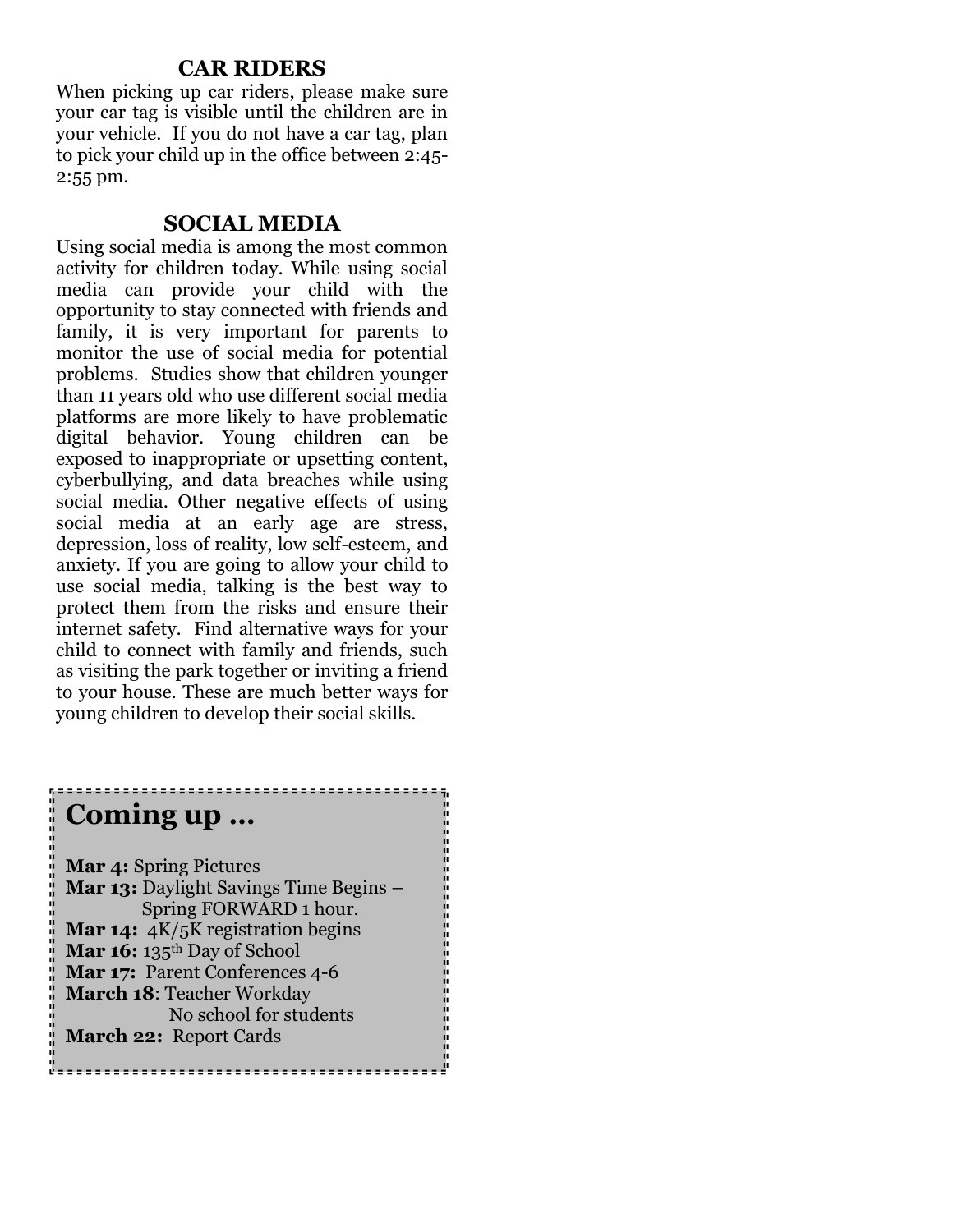## CAR RIDERS

When picking up car riders, please make sure your car tag is visible until the children are in your vehicle. If you do not have a car tag, plan to pick your child up in the office between 2:45-2:55 pm.

## SOCIAL MEDIA

Using social media is among the most common activity for children today. While using social media can provide your child with the opportunity to stay connected with friends and family, it is very important for parents to monitor the use of social media for potential problems. Studies show that children younger than 11 years old who use different social media platforms are more likely to have problematic digital behavior. Young children can be exposed to inappropriate or upsetting content, cyberbullying, and data breaches while using social media. Other negative effects of using social media at an early age are stress, depression, loss of reality, low self-esteem, and anxiety. If you are going to allow your child to use social media, talking is the best way to protect them from the risks and ensure their internet safety. Find alternative ways for your child to connect with family and friends, such as visiting the park together or inviting a friend to your house. These are much better ways for young children to develop their social skills.

## Coming up …

**Mar 4:** Spring Pictures
**Mar 13:** Daylight Savings Time Begins – Spring FORWARD 1 hour.
**Mar 14:** 4K/5K registration begins
**Mar 16:** 135th Day of School
**Mar 17:** Parent Conferences 4-6
**March 18**: Teacher Workday
No school for students
**March 22:** Report Cards